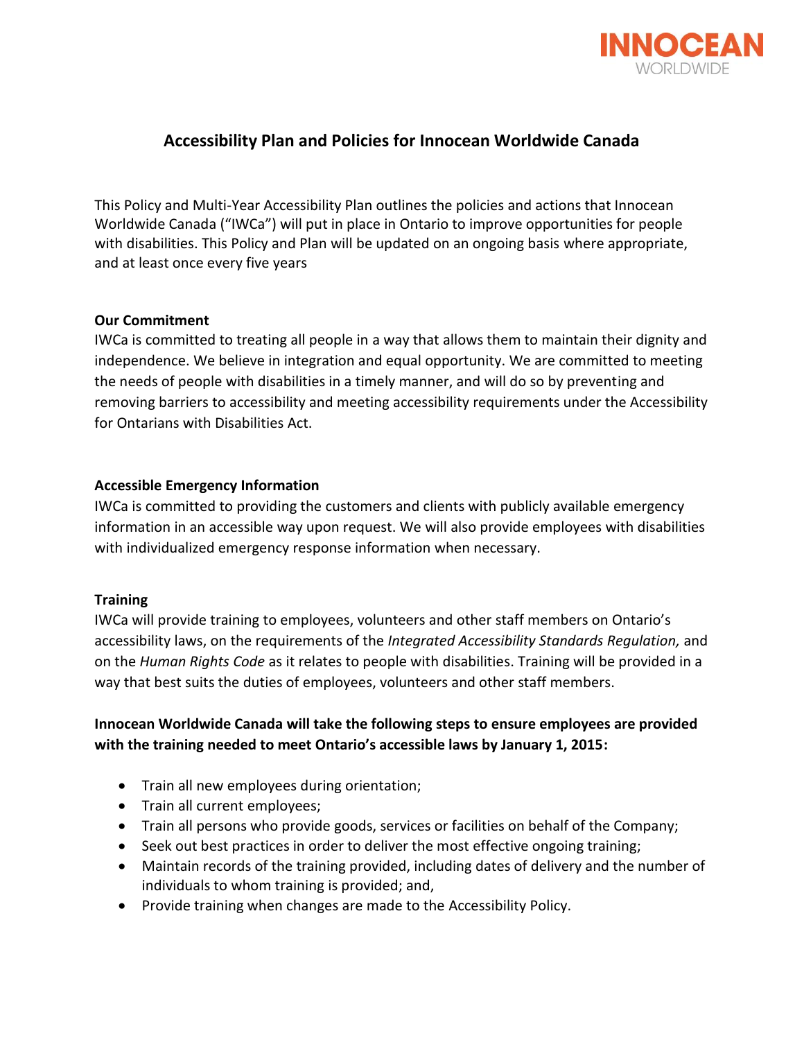# Accessibility Plan and Policies for Innocean Worldwide Canada

This Policy and Multi-Year Accessibility Plan outlines the policies and actions that Innocean Worldwide Canada ("IWCa") will put in place in Ontario to improve opportunities for people with disabilities. This Policy and Plan will be updated on an ongoing basis where appropriate, and at least once every five years

**Our Commitment**

IWCa is committed to treating all people in a way that allows them to maintain their dignity and independence. We believe in integration and equal opportunity. We are committed to meeting the needs of people with disabilities in a timely manner, and will do so by preventing and removing barriers to accessibility and meeting accessibility requirements under the Accessibility for Ontarians with Disabilities Act.

**Accessible Emergency Information**

IWCa is committed to providing the customers and clients with publicly available emergency information in an accessible way upon request. We will also provide employees with disabilities with individualized emergency response information when necessary.

**Training**

IWCa will provide training to employees, volunteers and other staff members on Ontario's accessibility laws, on the requirements of the *Integrated Accessibility Standards Regulation,* and on the *Human Rights Code* as it relates to people with disabilities. Training will be provided in a way that best suits the duties of employees, volunteers and other staff members.

**Innocean Worldwide Canada will take the following steps to ensure employees are provided with the training needed to meet Ontario's accessible laws by January 1, 2015:**

- Train all new employees during orientation;
- Train all current employees;
- Train all persons who provide goods, services or facilities on behalf of the Company;
- Seek out best practices in order to deliver the most effective ongoing training;
- Maintain records of the training provided, including dates of delivery and the number of individuals to whom training is provided; and,
- Provide training when changes are made to the Accessibility Policy.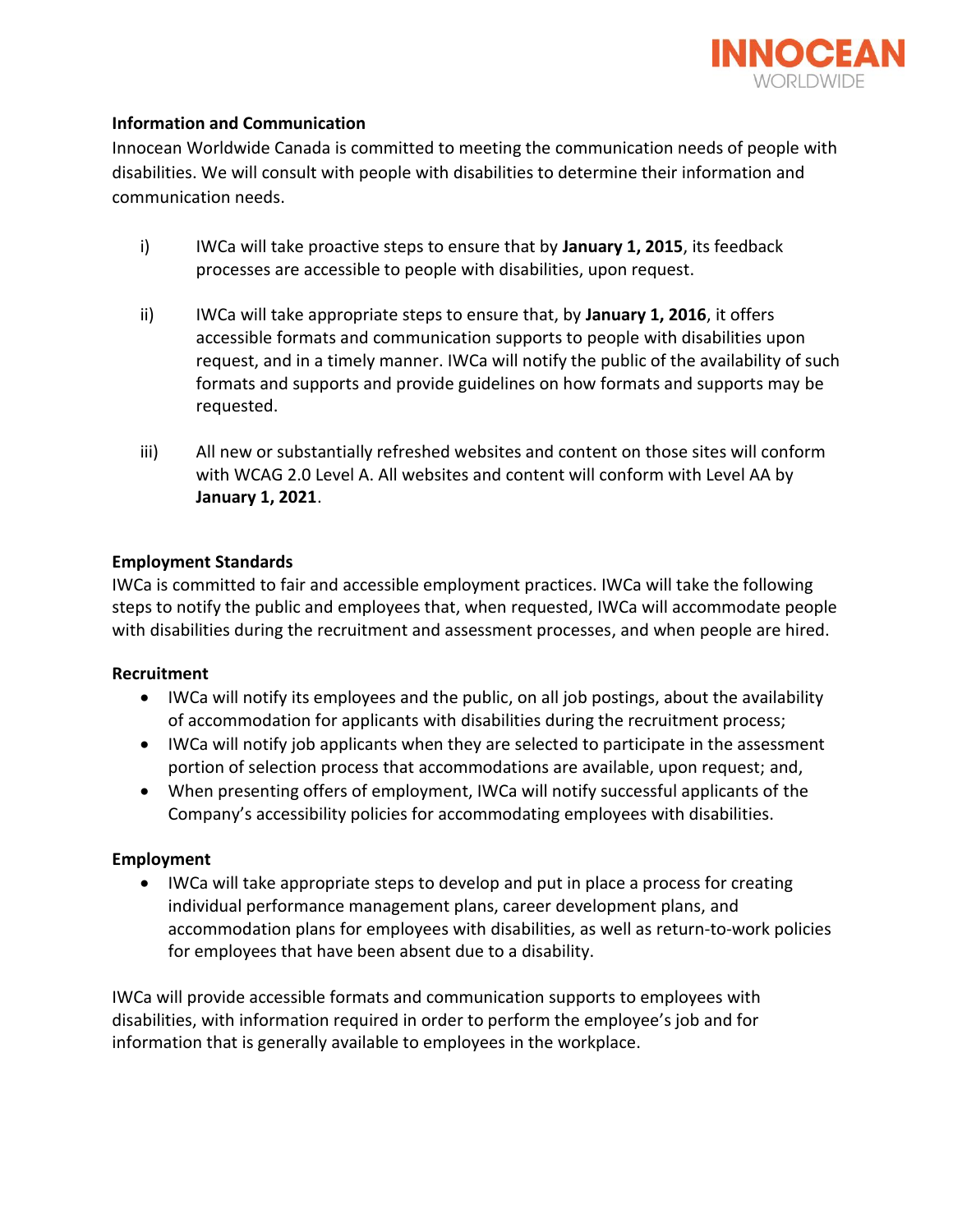**Information and Communication**

Innocean Worldwide Canada is committed to meeting the communication needs of people with disabilities. We will consult with people with disabilities to determine their information and communication needs.

i) IWCa will take proactive steps to ensure that by **January 1, 2015**, its feedback processes are accessible to people with disabilities, upon request.

ii) IWCa will take appropriate steps to ensure that, by **January 1, 2016**, it offers accessible formats and communication supports to people with disabilities upon request, and in a timely manner. IWCa will notify the public of the availability of such formats and supports and provide guidelines on how formats and supports may be requested.

iii) All new or substantially refreshed websites and content on those sites will conform with WCAG 2.0 Level A. All websites and content will conform with Level AA by **January 1, 2021**.

**Employment Standards**

IWCa is committed to fair and accessible employment practices. IWCa will take the following steps to notify the public and employees that, when requested, IWCa will accommodate people with disabilities during the recruitment and assessment processes, and when people are hired.

**Recruitment**

- IWCa will notify its employees and the public, on all job postings, about the availability of accommodation for applicants with disabilities during the recruitment process;
- IWCa will notify job applicants when they are selected to participate in the assessment portion of selection process that accommodations are available, upon request; and,
- When presenting offers of employment, IWCa will notify successful applicants of the Company's accessibility policies for accommodating employees with disabilities.

**Employment**

- IWCa will take appropriate steps to develop and put in place a process for creating individual performance management plans, career development plans, and accommodation plans for employees with disabilities, as well as return-to-work policies for employees that have been absent due to a disability.

IWCa will provide accessible formats and communication supports to employees with disabilities, with information required in order to perform the employee's job and for information that is generally available to employees in the workplace.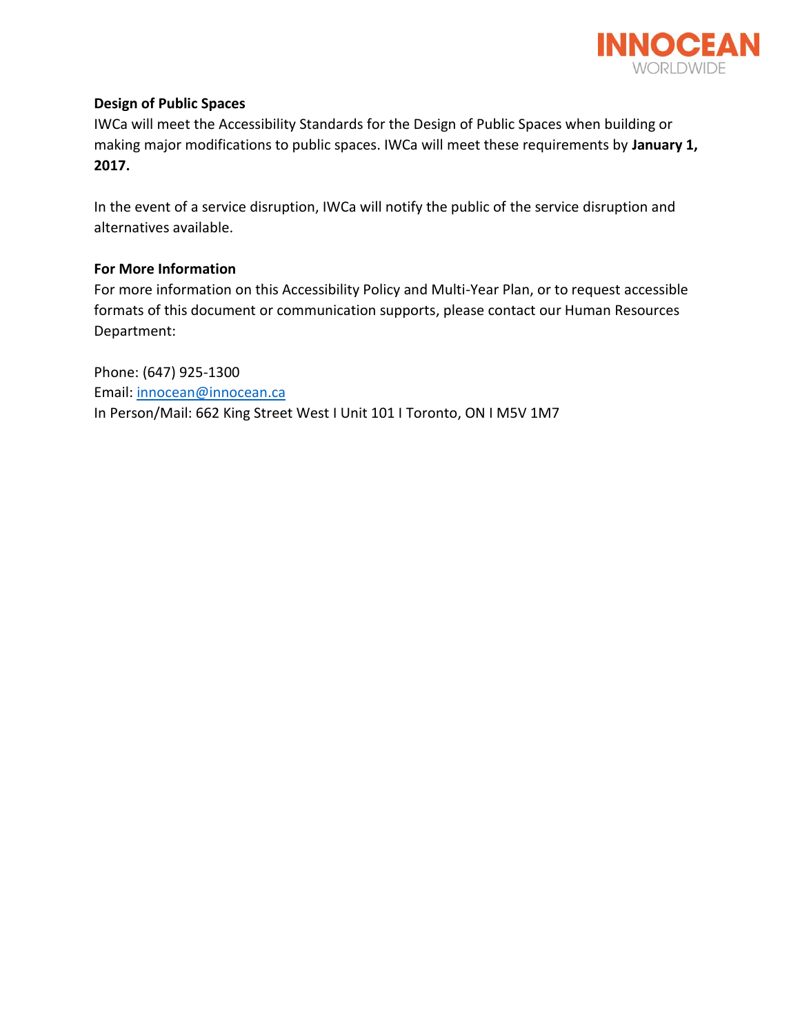**Design of Public Spaces**

IWCa will meet the Accessibility Standards for the Design of Public Spaces when building or making major modifications to public spaces. IWCa will meet these requirements by **January 1, 2017.**

In the event of a service disruption, IWCa will notify the public of the service disruption and alternatives available.

**For More Information**

For more information on this Accessibility Policy and Multi-Year Plan, or to request accessible formats of this document or communication supports, please contact our Human Resources Department:

Phone: (647) 925-1300
Email: innocean@innocean.ca
In Person/Mail: 662 King Street West I Unit 101 I Toronto, ON I M5V 1M7